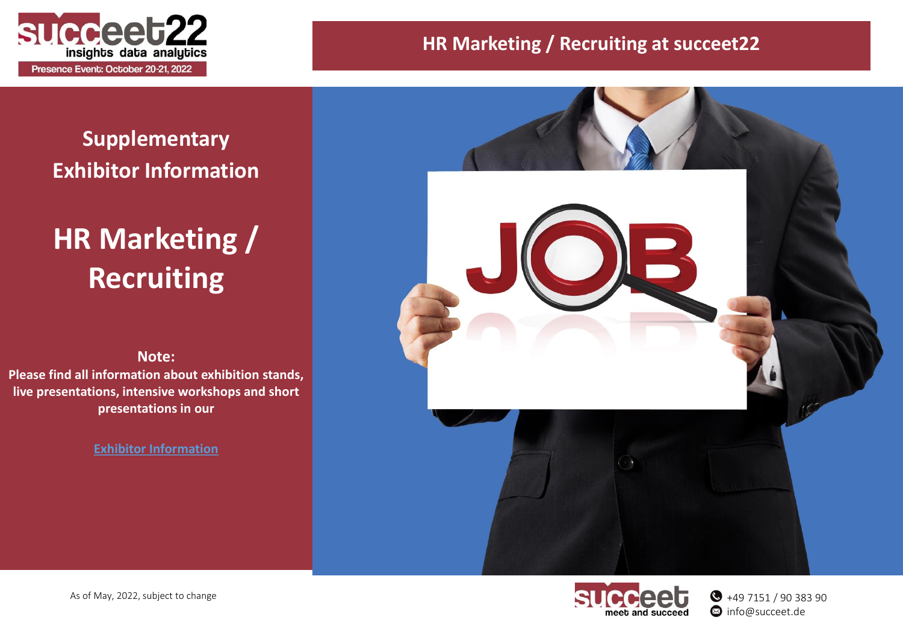# HR Marketing / Recruiting at succeet22

succeet22 insights data analytics

Presence Event: October 20-21, 2022

## Supplementary Exhibitor Information

## HR Marketing / Recruiting

**Note:**
**Please find all information about exhibition stands, live presentations, intensive workshops and short presentations in our**

[Exhibitor Information]

As of May, 2022, subject to change

succeet meet and succeed

+49 7151 / 90 383 90

info@succeet.de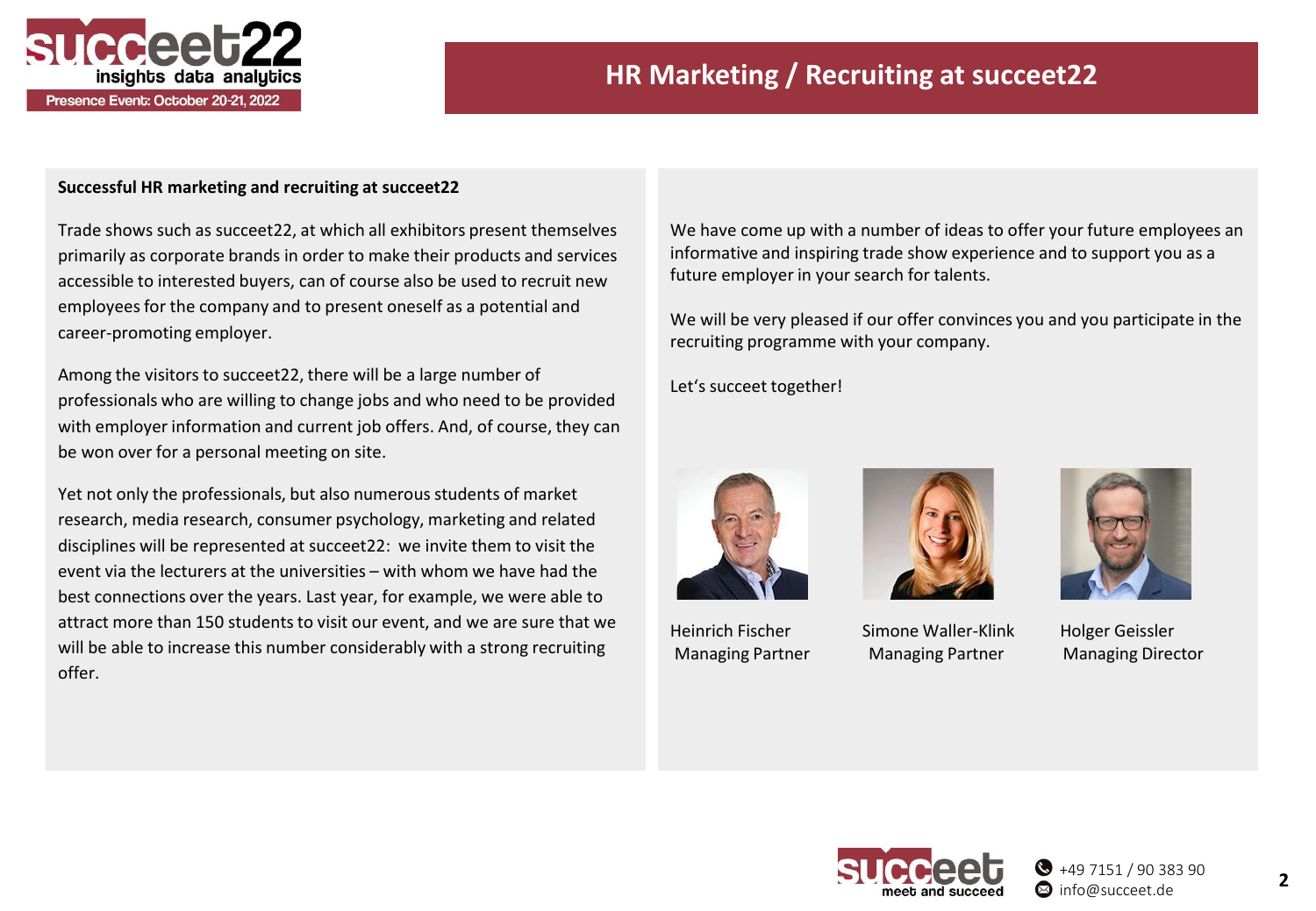# HR Marketing / Recruiting at succeet22

**Successful HR marketing and recruiting at succeet22**

Trade shows such as succeet22, at which all exhibitors present themselves primarily as corporate brands in order to make their products and services accessible to interested buyers, can of course also be used to recruit new employees for the company and to present oneself as a potential and career-promoting employer.

Among the visitors to succeet22, there will be a large number of professionals who are willing to change jobs and who need to be provided with employer information and current job offers. And, of course, they can be won over for a personal meeting on site.

Yet not only the professionals, but also numerous students of market research, media research, consumer psychology, marketing and related disciplines will be represented at succeet22: we invite them to visit the event via the lecturers at the universities – with whom we have had the best connections over the years. Last year, for example, we were able to attract more than 150 students to visit our event, and we are sure that we will be able to increase this number considerably with a strong recruiting offer.

We have come up with a number of ideas to offer your future employees an informative and inspiring trade show experience and to support you as a future employer in your search for talents.

We will be very pleased if our offer convinces you and you participate in the recruiting programme with your company.

Let‘s succeet together!

Heinrich Fischer
Managing Partner

Simone Waller-Klink
Managing Partner

Holger Geissler
Managing Director

+49 7151 / 90 383 90
info@succeet.de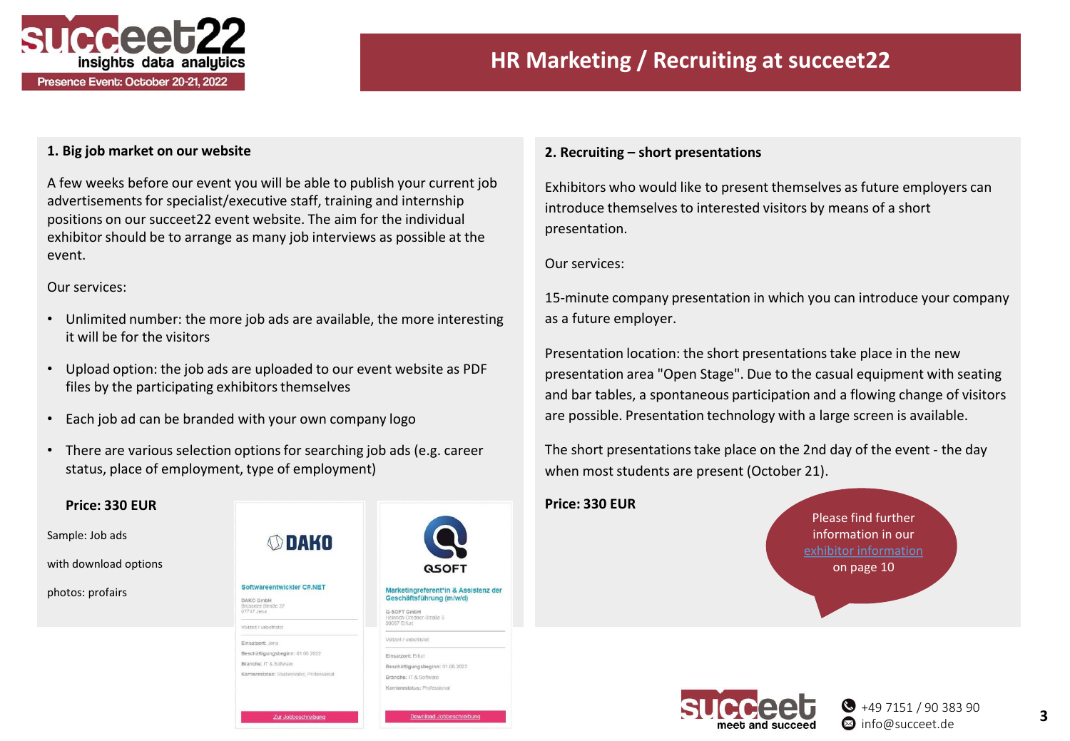# HR Marketing / Recruiting at succeet22

## 1. Big job market on our website

A few weeks before our event you will be able to publish your current job advertisements for specialist/executive staff, training and internship positions on our succeet22 event website. The aim for the individual exhibitor should be to arrange as many job interviews as possible at the event.

Our services:

- Unlimited number: the more job ads are available, the more interesting it will be for the visitors
- Upload option: the job ads are uploaded to our event website as PDF files by the participating exhibitors themselves
- Each job ad can be branded with your own company logo
- There are various selection options for searching job ads (e.g. career status, place of employment, type of employment)

**Price: 330 EUR**

Sample: Job ads

with download options

photos: profairs

## 2. Recruiting – short presentations

Exhibitors who would like to present themselves as future employers can introduce themselves to interested visitors by means of a short presentation.

Our services:

15-minute company presentation in which you can introduce your company as a future employer.

Presentation location: the short presentations take place in the new presentation area "Open Stage". Due to the casual equipment with seating and bar tables, a spontaneous participation and a flowing change of visitors are possible. Presentation technology with a large screen is available.

The short presentations take place on the 2nd day of the event - the day when most students are present (October 21).

**Price: 330 EUR**

Please find further information in our exhibitor information on page 10

+49 7151 / 90 383 90
info@succeet.de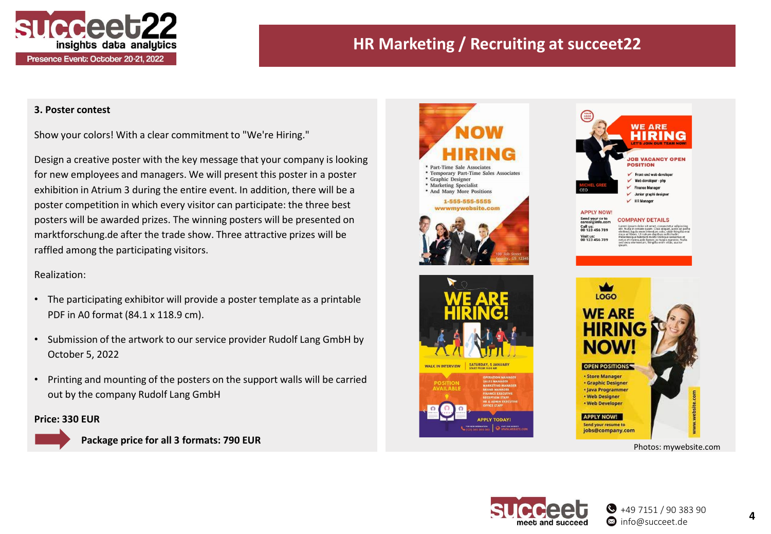## HR Marketing / Recruiting at succeet22

### 3. Poster contest

Show your colors! With a clear commitment to "We're Hiring."

Design a creative poster with the key message that your company is looking for new employees and managers. We will present this poster in a poster exhibition in Atrium 3 during the entire event. In addition, there will be a poster competition in which every visitor can participate: the three best posters will be awarded prizes. The winning posters will be presented on marktforschung.de after the trade show. Three attractive prizes will be raffled among the participating visitors.

Realization:

- The participating exhibitor will provide a poster template as a printable PDF in A0 format (84.1 x 118.9 cm).
- Submission of the artwork to our service provider Rudolf Lang GmbH by October 5, 2022
- Printing and mounting of the posters on the support walls will be carried out by the company Rudolf Lang GmbH

**Price: 330 EUR**

**Package price for all 3 formats: 790 EUR**

Photos: mywebsite.com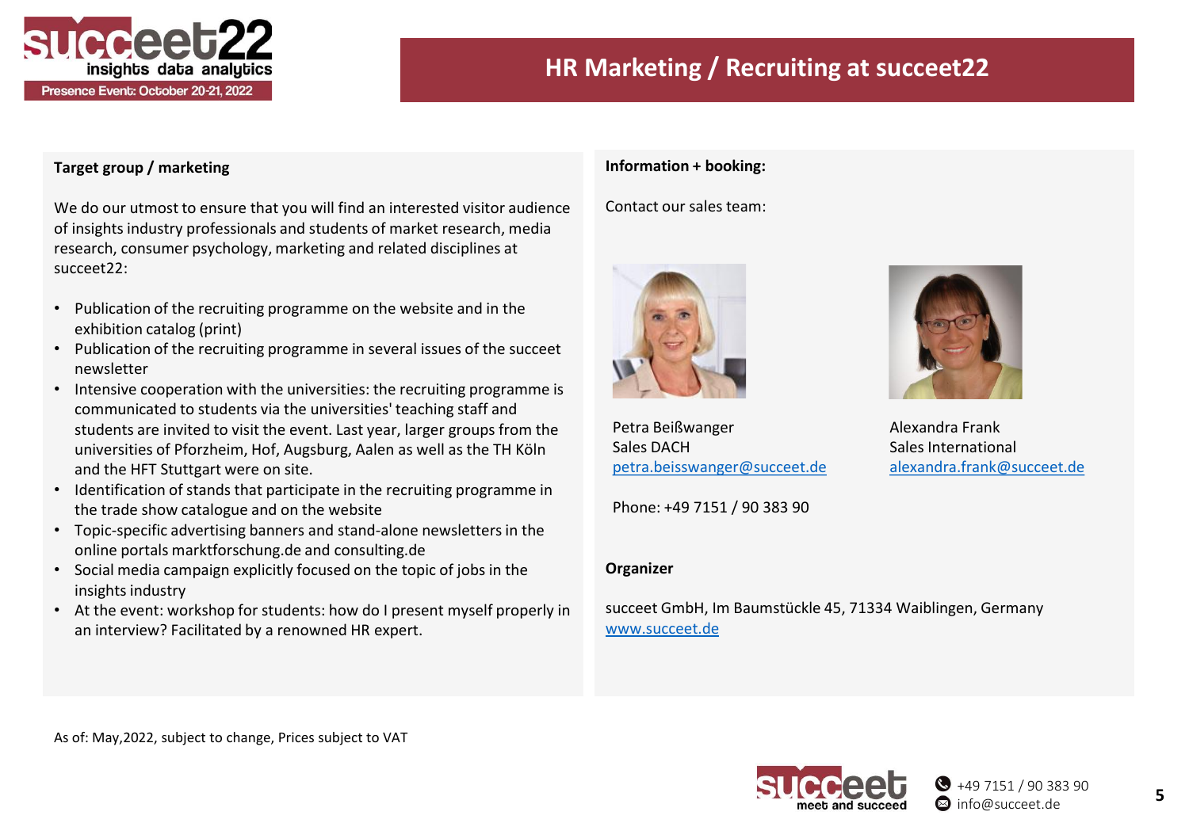# HR Marketing / Recruiting at succeet22

**Target group / marketing**

We do our utmost to ensure that you will find an interested visitor audience of insights industry professionals and students of market research, media research, consumer psychology, marketing and related disciplines at succeet22:

- Publication of the recruiting programme on the website and in the exhibition catalog (print)
- Publication of the recruiting programme in several issues of the succeet newsletter
- Intensive cooperation with the universities: the recruiting programme is communicated to students via the universities' teaching staff and students are invited to visit the event. Last year, larger groups from the universities of Pforzheim, Hof, Augsburg, Aalen as well as the TH Köln and the HFT Stuttgart were on site.
- Identification of stands that participate in the recruiting programme in the trade show catalogue and on the website
- Topic-specific advertising banners and stand-alone newsletters in the online portals marktforschung.de and consulting.de
- Social media campaign explicitly focused on the topic of jobs in the insights industry
- At the event: workshop for students: how do I present myself properly in an interview? Facilitated by a renowned HR expert.

**Information + booking:**

Contact our sales team:

Petra Beißwanger
Sales DACH
petra.beisswanger@succeet.de

Alexandra Frank
Sales International
alexandra.frank@succeet.de

Phone: +49 7151 / 90 383 90

**Organizer**

succeet GmbH, Im Baumstückle 45, 71334 Waiblingen, Germany
www.succeet.de

As of: May,2022, subject to change, Prices subject to VAT